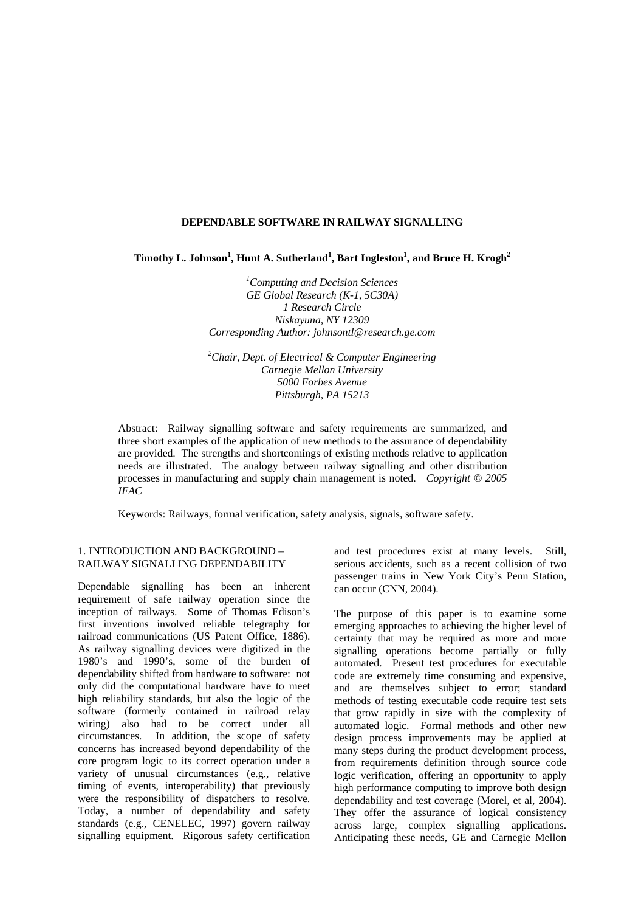# DEPENDABLE SOFTWARE IN RAILWAY SIGNALLING

**Timothy L. Johnson[1], Hunt A. Sutherland[1], Bart Ingleston[1], and Bruce H. Krogh[2]**

*[1]Computing and Decision Sciences*
*GE Global Research (K-1, 5C30A)*
*1 Research Circle*
*Niskayuna, NY 12309*
*Corresponding Author: johnsontl@research.ge.com*

*[2]Chair, Dept. of Electrical & Computer Engineering*
*Carnegie Mellon University*
*5000 Forbes Avenue*
*Pittsburgh, PA 15213*

Abstract: Railway signalling software and safety requirements are summarized, and three short examples of the application of new methods to the assurance of dependability are provided. The strengths and shortcomings of existing methods relative to application needs are illustrated. The analogy between railway signalling and other distribution processes in manufacturing and supply chain management is noted. *Copyright © 2005 IFAC*

Keywords: Railways, formal verification, safety analysis, signals, software safety.

## 1. INTRODUCTION AND BACKGROUND – RAILWAY SIGNALLING DEPENDABILITY

Dependable signalling has been an inherent requirement of safe railway operation since the inception of railways. Some of Thomas Edison's first inventions involved reliable telegraphy for railroad communications (US Patent Office, 1886). As railway signalling devices were digitized in the 1980's and 1990's, some of the burden of dependability shifted from hardware to software: not only did the computational hardware have to meet high reliability standards, but also the logic of the software (formerly contained in railroad relay wiring) also had to be correct under all circumstances. In addition, the scope of safety concerns has increased beyond dependability of the core program logic to its correct operation under a variety of unusual circumstances (e.g., relative timing of events, interoperability) that previously were the responsibility of dispatchers to resolve. Today, a number of dependability and safety standards (e.g., CENELEC, 1997) govern railway signalling equipment. Rigorous safety certification and test procedures exist at many levels. Still, serious accidents, such as a recent collision of two passenger trains in New York City's Penn Station, can occur (CNN, 2004).

The purpose of this paper is to examine some emerging approaches to achieving the higher level of certainty that may be required as more and more signalling operations become partially or fully automated. Present test procedures for executable code are extremely time consuming and expensive, and are themselves subject to error; standard methods of testing executable code require test sets that grow rapidly in size with the complexity of automated logic. Formal methods and other new design process improvements may be applied at many steps during the product development process, from requirements definition through source code logic verification, offering an opportunity to apply high performance computing to improve both design dependability and test coverage (Morel, et al, 2004). They offer the assurance of logical consistency across large, complex signalling applications. Anticipating these needs, GE and Carnegie Mellon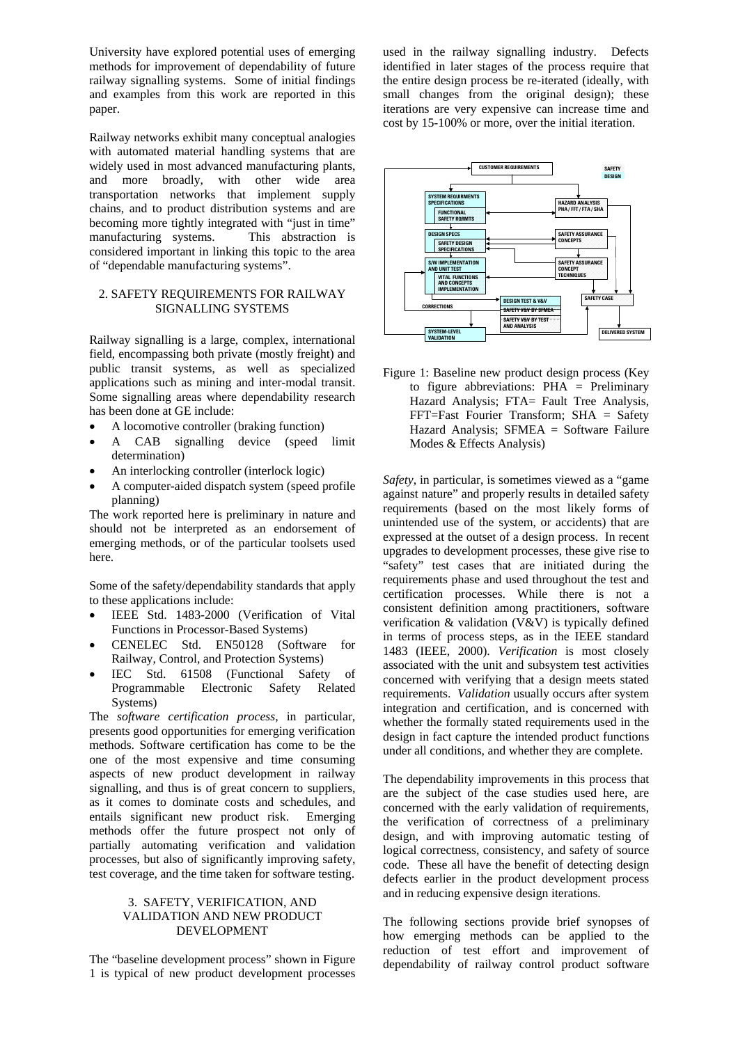University have explored potential uses of emerging methods for improvement of dependability of future railway signalling systems. Some of initial findings and examples from this work are reported in this paper.

Railway networks exhibit many conceptual analogies with automated material handling systems that are widely used in most advanced manufacturing plants, and more broadly, with other wide area transportation networks that implement supply chains, and to product distribution systems and are becoming more tightly integrated with "just in time" manufacturing systems. This abstraction is considered important in linking this topic to the area of "dependable manufacturing systems".

## 2. SAFETY REQUIREMENTS FOR RAILWAY SIGNALLING SYSTEMS

Railway signalling is a large, complex, international field, encompassing both private (mostly freight) and public transit systems, as well as specialized applications such as mining and inter-modal transit. Some signalling areas where dependability research has been done at GE include:

- A locomotive controller (braking function)
- A CAB signalling device (speed limit determination)
- An interlocking controller (interlock logic)
- A computer-aided dispatch system (speed profile planning)

The work reported here is preliminary in nature and should not be interpreted as an endorsement of emerging methods, or of the particular toolsets used here.

Some of the safety/dependability standards that apply to these applications include:

- IEEE Std. 1483-2000 (Verification of Vital Functions in Processor-Based Systems)
- CENELEC Std. EN50128 (Software for Railway, Control, and Protection Systems)
- IEC Std. 61508 (Functional Safety of Programmable Electronic Safety Related Systems)

The *software certification process*, in particular, presents good opportunities for emerging verification methods. Software certification has come to be the one of the most expensive and time consuming aspects of new product development in railway signalling, and thus is of great concern to suppliers, as it comes to dominate costs and schedules, and entails significant new product risk. Emerging methods offer the future prospect not only of partially automating verification and validation processes, but also of significantly improving safety, test coverage, and the time taken for software testing.

## 3. SAFETY, VERIFICATION, AND VALIDATION AND NEW PRODUCT DEVELOPMENT

The "baseline development process" shown in Figure 1 is typical of new product development processes used in the railway signalling industry. Defects identified in later stages of the process require that the entire design process be re-iterated (ideally, with small changes from the original design); these iterations are very expensive can increase time and cost by 15-100% or more, over the initial iteration.

Figure 1: Baseline new product design process (Key to figure abbreviations: PHA = Preliminary Hazard Analysis; FTA= Fault Tree Analysis, FFT=Fast Fourier Transform; SHA = Safety Hazard Analysis; SFMEA = Software Failure Modes & Effects Analysis)

*Safety*, in particular, is sometimes viewed as a "game against nature" and properly results in detailed safety requirements (based on the most likely forms of unintended use of the system, or accidents) that are expressed at the outset of a design process. In recent upgrades to development processes, these give rise to "safety" test cases that are initiated during the requirements phase and used throughout the test and certification processes. While there is not a consistent definition among practitioners, software verification & validation (V&V) is typically defined in terms of process steps, as in the IEEE standard 1483 (IEEE, 2000). *Verification* is most closely associated with the unit and subsystem test activities concerned with verifying that a design meets stated requirements. *Validation* usually occurs after system integration and certification, and is concerned with whether the formally stated requirements used in the design in fact capture the intended product functions under all conditions, and whether they are complete.

The dependability improvements in this process that are the subject of the case studies used here, are concerned with the early validation of requirements, the verification of correctness of a preliminary design, and with improving automatic testing of logical correctness, consistency, and safety of source code. These all have the benefit of detecting design defects earlier in the product development process and in reducing expensive design iterations.

The following sections provide brief synopses of how emerging methods can be applied to the reduction of test effort and improvement of dependability of railway control product software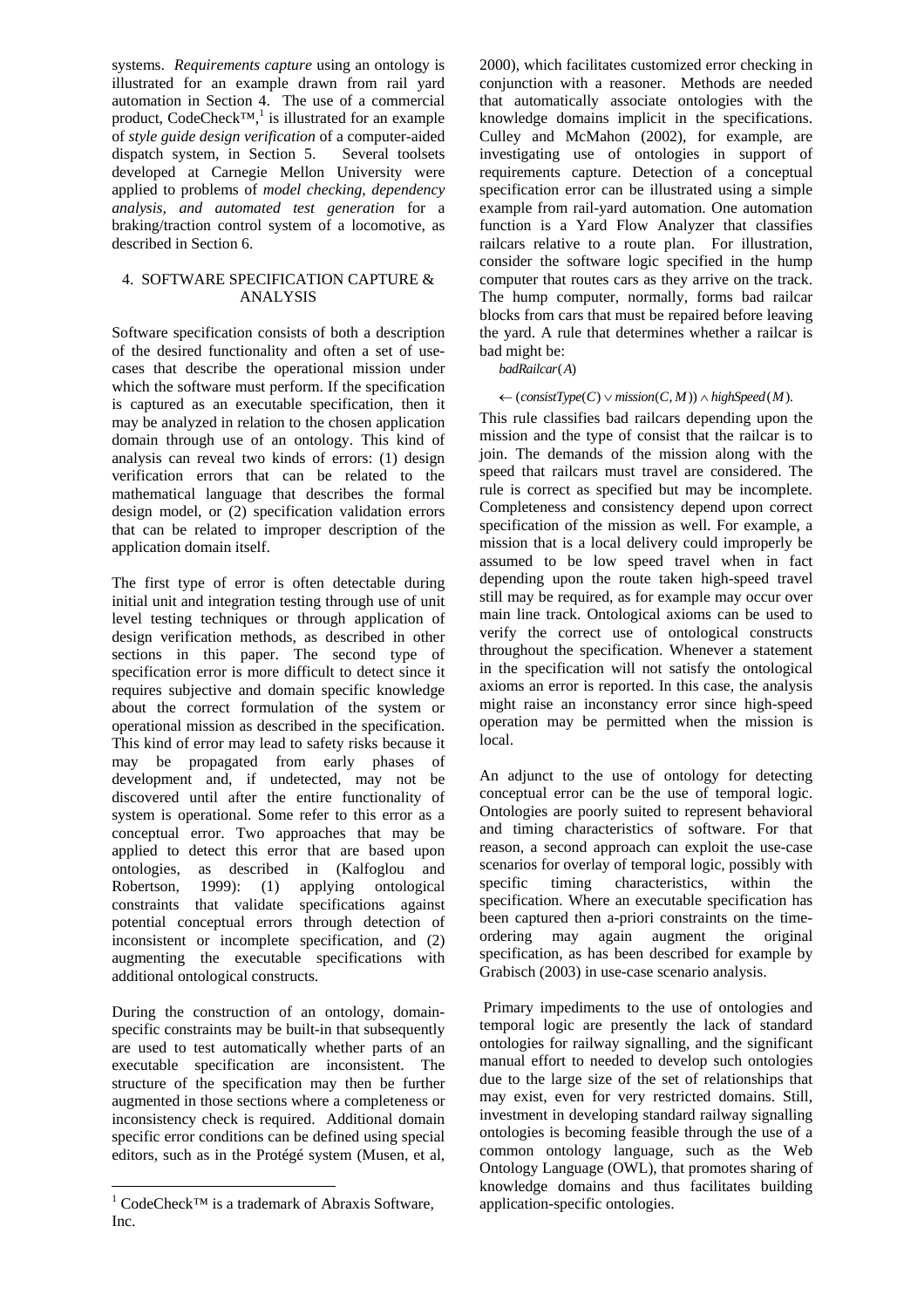systems. *Requirements capture* using an ontology is illustrated for an example drawn from rail yard automation in Section 4. The use of a commercial product, CodeCheck™,[1] is illustrated for an example of *style guide design verification* of a computer-aided dispatch system, in Section 5. Several toolsets developed at Carnegie Mellon University were applied to problems of *model checking, dependency analysis, and automated test generation* for a braking/traction control system of a locomotive, as described in Section 6.

## 4. SOFTWARE SPECIFICATION CAPTURE & ANALYSIS

Software specification consists of both a description of the desired functionality and often a set of use-cases that describe the operational mission under which the software must perform. If the specification is captured as an executable specification, then it may be analyzed in relation to the chosen application domain through use of an ontology. This kind of analysis can reveal two kinds of errors: (1) design verification errors that can be related to the mathematical language that describes the formal design model, or (2) specification validation errors that can be related to improper description of the application domain itself.

The first type of error is often detectable during initial unit and integration testing through use of unit level testing techniques or through application of design verification methods, as described in other sections in this paper. The second type of specification error is more difficult to detect since it requires subjective and domain specific knowledge about the correct formulation of the system or operational mission as described in the specification. This kind of error may lead to safety risks because it may be propagated from early phases of development and, if undetected, may not be discovered until after the entire functionality of system is operational. Some refer to this error as a conceptual error. Two approaches that may be applied to detect this error that are based upon ontologies, as described in (Kalfoglou and Robertson, 1999): (1) applying ontological constraints that validate specifications against potential conceptual errors through detection of inconsistent or incomplete specification, and (2) augmenting the executable specifications with additional ontological constructs.

During the construction of an ontology, domain-specific constraints may be built-in that subsequently are used to test automatically whether parts of an executable specification are inconsistent. The structure of the specification may then be further augmented in those sections where a completeness or inconsistency check is required. Additional domain specific error conditions can be defined using special editors, such as in the Protégé system (Musen, et al, 2000), which facilitates customized error checking in conjunction with a reasoner. Methods are needed that automatically associate ontologies with the knowledge domains implicit in the specifications. Culley and McMahon (2002), for example, are investigating use of ontologies in support of requirements capture. Detection of a conceptual specification error can be illustrated using a simple example from rail-yard automation. One automation function is a Yard Flow Analyzer that classifies railcars relative to a route plan. For illustration, consider the software logic specified in the hump computer that routes cars as they arrive on the track. The hump computer, normally, forms bad railcar blocks from cars that must be repaired before leaving the yard. A rule that determines whether a railcar is bad might be:

$$badRailcar(A)$$
$$\leftarrow (consistType(C) \vee mission(C, M)) \wedge highSpeed(M).$$

This rule classifies bad railcars depending upon the mission and the type of consist that the railcar is to join. The demands of the mission along with the speed that railcars must travel are considered. The rule is correct as specified but may be incomplete. Completeness and consistency depend upon correct specification of the mission as well. For example, a mission that is a local delivery could improperly be assumed to be low speed travel when in fact depending upon the route taken high-speed travel still may be required, as for example may occur over main line track. Ontological axioms can be used to verify the correct use of ontological constructs throughout the specification. Whenever a statement in the specification will not satisfy the ontological axioms an error is reported. In this case, the analysis might raise an inconstancy error since high-speed operation may be permitted when the mission is local.

An adjunct to the use of ontology for detecting conceptual error can be the use of temporal logic. Ontologies are poorly suited to represent behavioral and timing characteristics of software. For that reason, a second approach can exploit the use-case scenarios for overlay of temporal logic, possibly with specific timing characteristics, within the specification. Where an executable specification has been captured then a-priori constraints on the time-ordering may again augment the original specification, as has been described for example by Grabisch (2003) in use-case scenario analysis.

Primary impediments to the use of ontologies and temporal logic are presently the lack of standard ontologies for railway signalling, and the significant manual effort to needed to develop such ontologies due to the large size of the set of relationships that may exist, even for very restricted domains. Still, investment in developing standard railway signalling ontologies is becoming feasible through the use of a common ontology language, such as the Web Ontology Language (OWL), that promotes sharing of knowledge domains and thus facilitates building application-specific ontologies.

[1] CodeCheck™ is a trademark of Abraxis Software, Inc.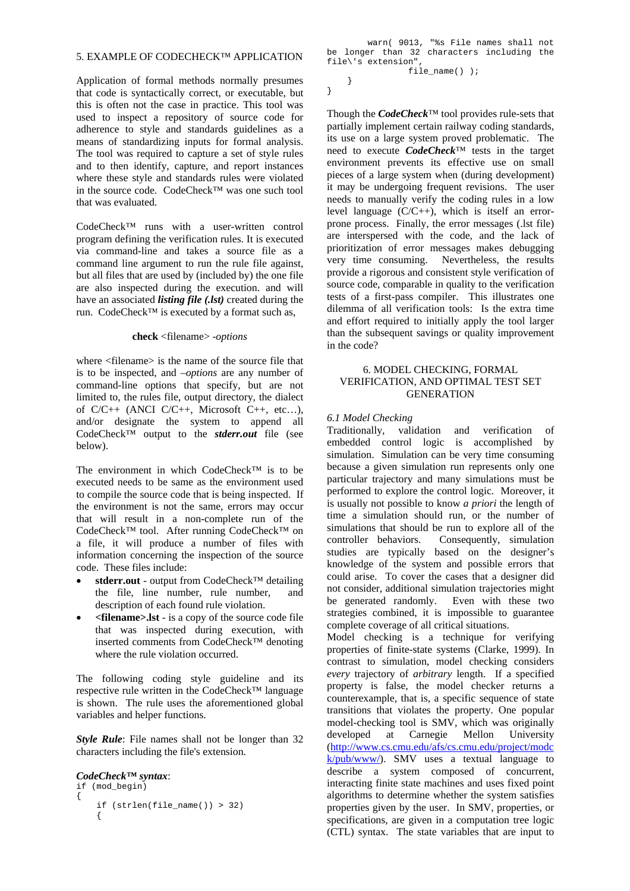## 5. EXAMPLE OF CODECHECK™ APPLICATION

Application of formal methods normally presumes that code is syntactically correct, or executable, but this is often not the case in practice. This tool was used to inspect a repository of source code for adherence to style and standards guidelines as a means of standardizing inputs for formal analysis. The tool was required to capture a set of style rules and to then identify, capture, and report instances where these style and standards rules were violated in the source code. CodeCheck™ was one such tool that was evaluated.

CodeCheck™ runs with a user-written control program defining the verification rules. It is executed via command-line and takes a source file as a command line argument to run the rule file against, but all files that are used by (included by) the one file are also inspected during the execution. and will have an associated ***listing file (.lst)*** created during the run. CodeCheck™ is executed by a format such as,

**check** <filename> *-options*

where <filename> is the name of the source file that is to be inspected, and *–options* are any number of command-line options that specify, but are not limited to, the rules file, output directory, the dialect of C/C++ (ANCI C/C++, Microsoft C++, etc…), and/or designate the system to append all CodeCheck™ output to the ***stderr.out*** file (see below).

The environment in which CodeCheck™ is to be executed needs to be same as the environment used to compile the source code that is being inspected. If the environment is not the same, errors may occur that will result in a non-complete run of the CodeCheck™ tool. After running CodeCheck™ on a file, it will produce a number of files with information concerning the inspection of the source code. These files include:

- **stderr.out** - output from CodeCheck™ detailing the file, line number, rule number, and description of each found rule violation.
- **<filename>.lst** - is a copy of the source code file that was inspected during execution, with inserted comments from CodeCheck™ denoting where the rule violation occurred.

The following coding style guideline and its respective rule written in the CodeCheck™ language is shown. The rule uses the aforementioned global variables and helper functions.

***Style Rule***: File names shall not be longer than 32 characters including the file's extension.

***CodeCheck™ syntax***:

```
if (mod_begin)
{
    if (strlen(file_name()) > 32)
    {
        warn( 9013, "%s File names shall not
be longer than 32 characters including the
file\'s extension",
                file_name() );
    }
}
```

Though the ***CodeCheck***™ tool provides rule-sets that partially implement certain railway coding standards, its use on a large system proved problematic. The need to execute ***CodeCheck***™ tests in the target environment prevents its effective use on small pieces of a large system when (during development) it may be undergoing frequent revisions. The user needs to manually verify the coding rules in a low level language (C/C++), which is itself an error-prone process. Finally, the error messages (.lst file) are interspersed with the code, and the lack of prioritization of error messages makes debugging very time consuming. Nevertheless, the results provide a rigorous and consistent style verification of source code, comparable in quality to the verification tests of a first-pass compiler. This illustrates one dilemma of all verification tools: Is the extra time and effort required to initially apply the tool larger than the subsequent savings or quality improvement in the code?

## 6. MODEL CHECKING, FORMAL VERIFICATION, AND OPTIMAL TEST SET GENERATION

### *6.1 Model Checking*

Traditionally, validation and verification of embedded control logic is accomplished by simulation. Simulation can be very time consuming because a given simulation run represents only one particular trajectory and many simulations must be performed to explore the control logic. Moreover, it is usually not possible to know *a priori* the length of time a simulation should run, or the number of simulations that should be run to explore all of the controller behaviors. Consequently, simulation studies are typically based on the designer's knowledge of the system and possible errors that could arise. To cover the cases that a designer did not consider, additional simulation trajectories might be generated randomly. Even with these two strategies combined, it is impossible to guarantee complete coverage of all critical situations.

Model checking is a technique for verifying properties of finite-state systems (Clarke, 1999). In contrast to simulation, model checking considers *every* trajectory of *arbitrary* length. If a specified property is false, the model checker returns a counterexample, that is, a specific sequence of state transitions that violates the property. One popular model-checking tool is SMV, which was originally developed at Carnegie Mellon University (http://www.cs.cmu.edu/afs/cs.cmu.edu/project/modck/pub/www/). SMV uses a textual language to describe a system composed of concurrent, interacting finite state machines and uses fixed point algorithms to determine whether the system satisfies properties given by the user. In SMV, properties, or specifications, are given in a computation tree logic (CTL) syntax. The state variables that are input to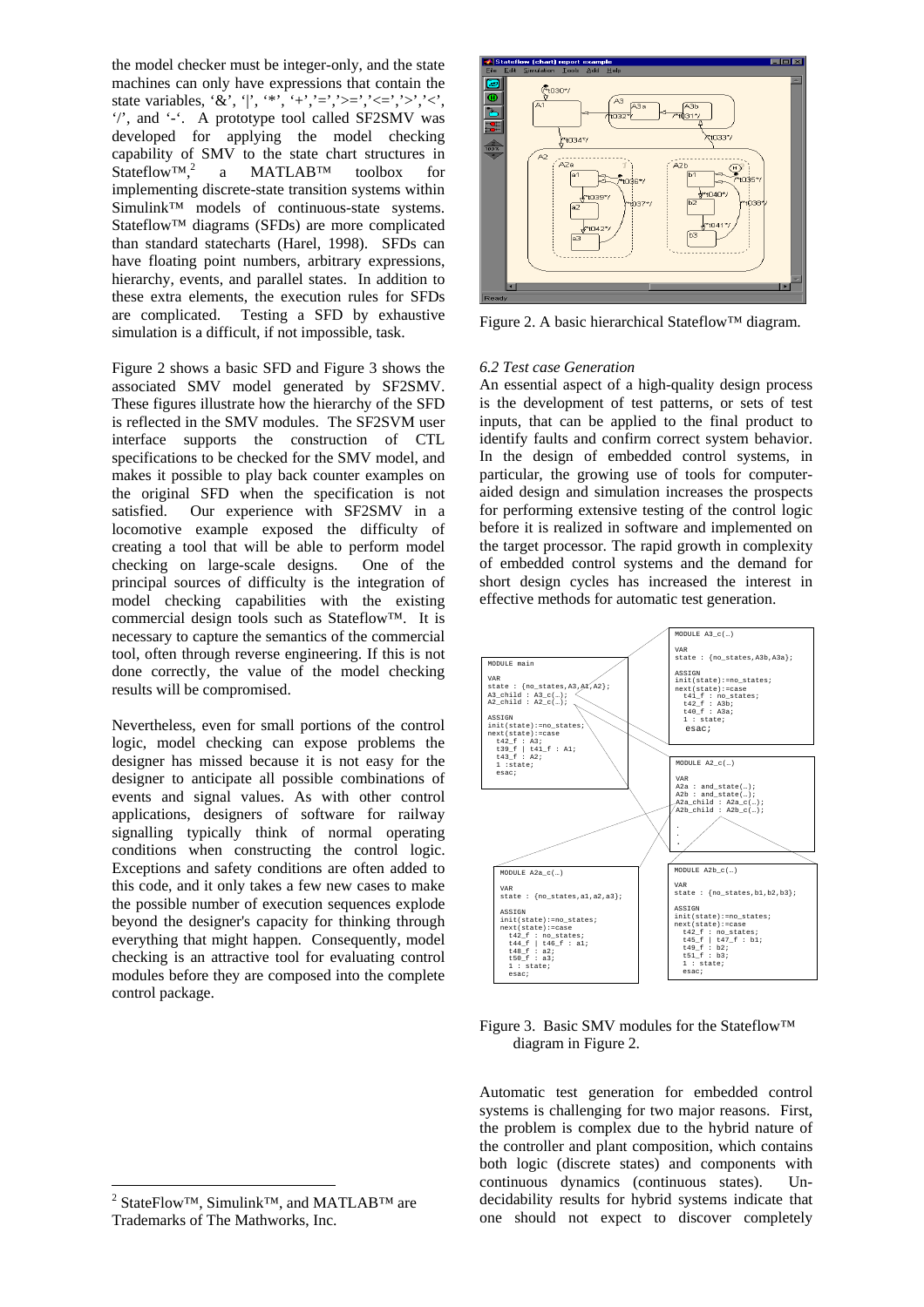the model checker must be integer-only, and the state machines can only have expressions that contain the state variables, '&', '|', '*', '+','=','>=','<=','>','<', '/', and '-'. A prototype tool called SF2SMV was developed for applying the model checking capability of SMV to the state chart structures in Stateflow™,[2] a MATLAB™ toolbox for implementing discrete-state transition systems within Simulink™ models of continuous-state systems. Stateflow™ diagrams (SFDs) are more complicated than standard statecharts (Harel, 1998). SFDs can have floating point numbers, arbitrary expressions, hierarchy, events, and parallel states. In addition to these extra elements, the execution rules for SFDs are complicated. Testing a SFD by exhaustive simulation is a difficult, if not impossible, task.

Figure 2 shows a basic SFD and Figure 3 shows the associated SMV model generated by SF2SMV. These figures illustrate how the hierarchy of the SFD is reflected in the SMV modules. The SF2SVM user interface supports the construction of CTL specifications to be checked for the SMV model, and makes it possible to play back counter examples on the original SFD when the specification is not satisfied. Our experience with SF2SMV in a locomotive example exposed the difficulty of creating a tool that will be able to perform model checking on large-scale designs. One of the principal sources of difficulty is the integration of model checking capabilities with the existing commercial design tools such as Stateflow™. It is necessary to capture the semantics of the commercial tool, often through reverse engineering. If this is not done correctly, the value of the model checking results will be compromised.

Nevertheless, even for small portions of the control logic, model checking can expose problems the designer has missed because it is not easy for the designer to anticipate all possible combinations of events and signal values. As with other control applications, designers of software for railway signalling typically think of normal operating conditions when constructing the control logic. Exceptions and safety conditions are often added to this code, and it only takes a few new cases to make the possible number of execution sequences explode beyond the designer's capacity for thinking through everything that might happen. Consequently, model checking is an attractive tool for evaluating control modules before they are composed into the complete control package.

Figure 2. A basic hierarchical Stateflow™ diagram.

*6.2 Test case Generation*

An essential aspect of a high-quality design process is the development of test patterns, or sets of test inputs, that can be applied to the final product to identify faults and confirm correct system behavior. In the design of embedded control systems, in particular, the growing use of tools for computer-aided design and simulation increases the prospects for performing extensive testing of the control logic before it is realized in software and implemented on the target processor. The rapid growth in complexity of embedded control systems and the demand for short design cycles has increased the interest in effective methods for automatic test generation.

```
MODULE main

VAR
state : {no_states,A3,A1,A2};
A3_child : A3_c(…);
A2_child : A2_c(…);

ASSIGN
init(state):=no_states;
next(state):=case
  t42_f : A3;
  t39_f | t41_f : A1;
  t43_f : A2;
  1 :state;
  esac;
```

```
MODULE A3_c(…)

VAR
state : {no_states,A3b,A3a};

ASSIGN
init(state):=no_states;
next(state):=case
  t41_f : no_states;
  t42_f : A3b;
  t40_f : A3a;
  1 : state;
  esac;
```

```
MODULE A2_c(…)

VAR
A2a : and_state(…);
A2b : and_state(…);
A2a_child : A2a_c(…);
A2b_child : A2b_c(…);
.
.
.
```

```
MODULE A2a_c(…)

VAR
state : {no_states,a1,a2,a3};

ASSIGN
init(state):=no_states;
next(state):=case
  t42_f : no_states;
  t44_f | t46_f : a1;
  t48_f : a2;
  t50_f : a3;
  1 : state;
  esac;
```

```
MODULE A2b_c(…)

VAR
state : {no_states,b1,b2,b3};

ASSIGN
init(state):=no_states;
next(state):=case
  t42_f : no_states;
  t45_f | t47_f : b1;
  t49_f : b2;
  t51_f : b3;
  1 : state;
  esac;
```

Figure 3. Basic SMV modules for the Stateflow™ diagram in Figure 2.

Automatic test generation for embedded control systems is challenging for two major reasons. First, the problem is complex due to the hybrid nature of the controller and plant composition, which contains both logic (discrete states) and components with continuous dynamics (continuous states). Undecidability results for hybrid systems indicate that one should not expect to discover completely

[2] StateFlow™, Simulink™, and MATLAB™ are Trademarks of The Mathworks, Inc.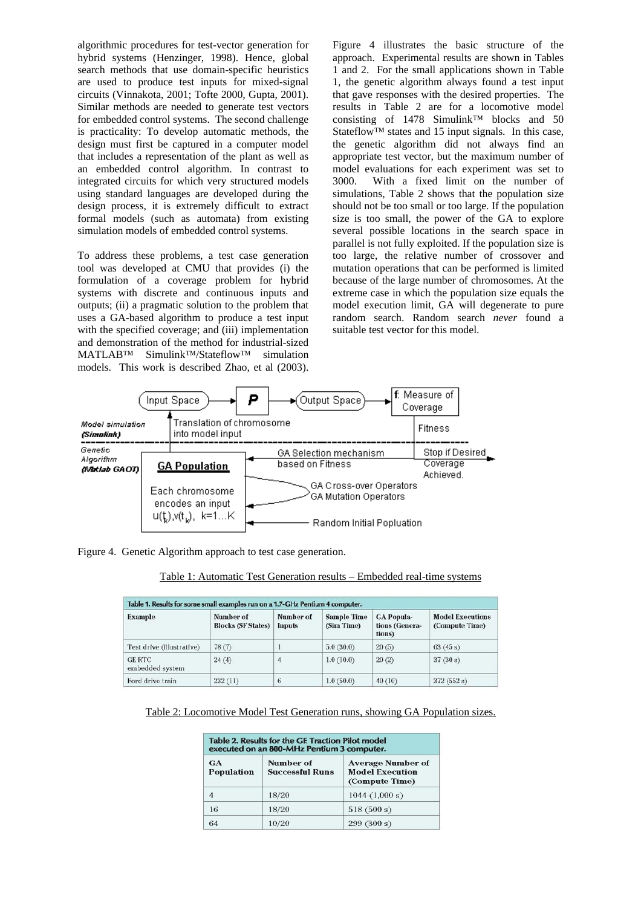algorithmic procedures for test-vector generation for hybrid systems (Henzinger, 1998). Hence, global search methods that use domain-specific heuristics are used to produce test inputs for mixed-signal circuits (Vinnakota, 2001; Tofte 2000, Gupta, 2001). Similar methods are needed to generate test vectors for embedded control systems. The second challenge is practicality: To develop automatic methods, the design must first be captured in a computer model that includes a representation of the plant as well as an embedded control algorithm. In contrast to integrated circuits for which very structured models using standard languages are developed during the design process, it is extremely difficult to extract formal models (such as automata) from existing simulation models of embedded control systems.

To address these problems, a test case generation tool was developed at CMU that provides (i) the formulation of a coverage problem for hybrid systems with discrete and continuous inputs and outputs; (ii) a pragmatic solution to the problem that uses a GA-based algorithm to produce a test input with the specified coverage; and (iii) implementation and demonstration of the method for industrial-sized MATLAB™ Simulink™/Stateflow™ simulation models. This work is described Zhao, et al (2003).

Figure 4 illustrates the basic structure of the approach. Experimental results are shown in Tables 1 and 2. For the small applications shown in Table 1, the genetic algorithm always found a test input that gave responses with the desired properties. The results in Table 2 are for a locomotive model consisting of 1478 Simulink™ blocks and 50 Stateflow™ states and 15 input signals. In this case, the genetic algorithm did not always find an appropriate test vector, but the maximum number of model evaluations for each experiment was set to 3000. With a fixed limit on the number of simulations, Table 2 shows that the population size should not be too small or too large. If the population size is too small, the power of the GA to explore several possible locations in the search space in parallel is not fully exploited. If the population size is too large, the relative number of crossover and mutation operations that can be performed is limited because of the large number of chromosomes. At the extreme case in which the population size equals the model execution limit, GA will degenerate to pure random search. Random search *never* found a suitable test vector for this model.

Figure 4. Genetic Algorithm approach to test case generation.

Table 1: Automatic Test Generation results – Embedded real-time systems

**Table 1. Results for some small examples run on a 1.7-GHz Pentium 4 computer.**

| Example | Number of Blocks (SF States) | Number of Inputs | Sample Time (Sim Time) | GA Populations (Generations) | Model Executions (Compute Time) |
|---|---|---|---|---|---|
| Test drive (illustrative) | 78 (7) | 1 | 5.0 (30.0) | 20 (5) | 63 (45 s) |
| GE RTC embedded system | 24 (4) | 4 | 1.0 (10.0) | 20 (2) | 37 (30 s) |
| Ford drive train | 232 (11) | 6 | 1.0 (50.0) | 40 (10) | 372 (552 s) |

Table 2: Locomotive Model Test Generation runs, showing GA Population sizes.

**Table 2. Results for the GE Traction Pilot model executed on an 800-MHz Pentium 3 computer.**

| GA Population | Number of Successful Runs | Average Number of Model Execution (Compute Time) |
|---|---|---|
| 4 | 18/20 | 1044 (1,000 s) |
| 16 | 18/20 | 518 (500 s) |
| 64 | 10/20 | 299 (300 s) |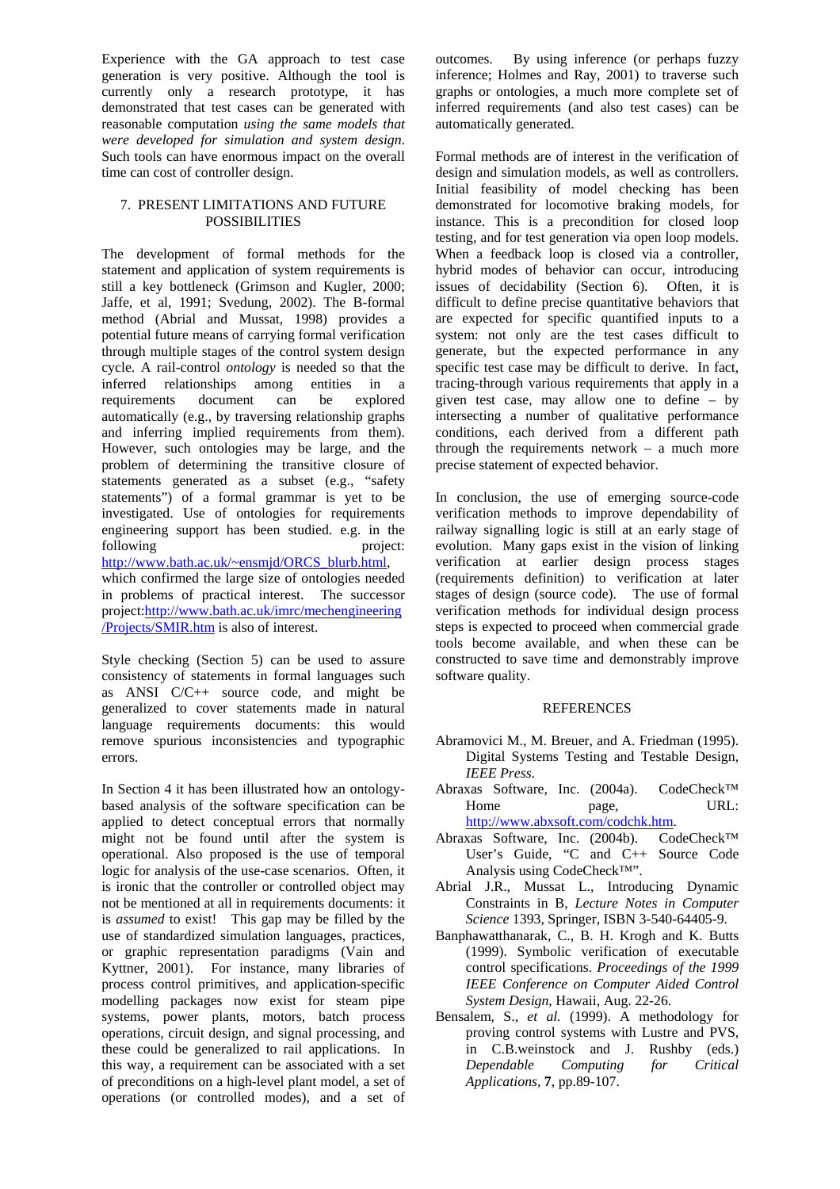Experience with the GA approach to test case generation is very positive. Although the tool is currently only a research prototype, it has demonstrated that test cases can be generated with reasonable computation *using the same models that were developed for simulation and system design*. Such tools can have enormous impact on the overall time can cost of controller design.

## 7. PRESENT LIMITATIONS AND FUTURE POSSIBILITIES

The development of formal methods for the statement and application of system requirements is still a key bottleneck (Grimson and Kugler, 2000; Jaffe, et al, 1991; Svedung, 2002). The B-formal method (Abrial and Mussat, 1998) provides a potential future means of carrying formal verification through multiple stages of the control system design cycle. A rail-control *ontology* is needed so that the inferred relationships among entities in a requirements document can be explored automatically (e.g., by traversing relationship graphs and inferring implied requirements from them). However, such ontologies may be large, and the problem of determining the transitive closure of statements generated as a subset (e.g., "safety statements") of a formal grammar is yet to be investigated. Use of ontologies for requirements engineering support has been studied. e.g. in the following project: [http://www.bath.ac.uk/~ensmjd/ORCS_blurb.html](http://www.bath.ac.uk/~ensmjd/ORCS_blurb.html), which confirmed the large size of ontologies needed in problems of practical interest. The successor project:[http://www.bath.ac.uk/imrc/mechengineering/Projects/SMIR.htm](http://www.bath.ac.uk/imrc/mechengineering/Projects/SMIR.htm) is also of interest.

Style checking (Section 5) can be used to assure consistency of statements in formal languages such as ANSI C/C++ source code, and might be generalized to cover statements made in natural language requirements documents: this would remove spurious inconsistencies and typographic errors.

In Section 4 it has been illustrated how an ontology-based analysis of the software specification can be applied to detect conceptual errors that normally might not be found until after the system is operational. Also proposed is the use of temporal logic for analysis of the use-case scenarios. Often, it is ironic that the controller or controlled object may not be mentioned at all in requirements documents: it is *assumed* to exist! This gap may be filled by the use of standardized simulation languages, practices, or graphic representation paradigms (Vain and Kyttner, 2001). For instance, many libraries of process control primitives, and application-specific modelling packages now exist for steam pipe systems, power plants, motors, batch process operations, circuit design, and signal processing, and these could be generalized to rail applications. In this way, a requirement can be associated with a set of preconditions on a high-level plant model, a set of operations (or controlled modes), and a set of outcomes. By using inference (or perhaps fuzzy inference; Holmes and Ray, 2001) to traverse such graphs or ontologies, a much more complete set of inferred requirements (and also test cases) can be automatically generated.

Formal methods are of interest in the verification of design and simulation models, as well as controllers. Initial feasibility of model checking has been demonstrated for locomotive braking models, for instance. This is a precondition for closed loop testing, and for test generation via open loop models. When a feedback loop is closed via a controller, hybrid modes of behavior can occur, introducing issues of decidability (Section 6). Often, it is difficult to define precise quantitative behaviors that are expected for specific quantified inputs to a system: not only are the test cases difficult to generate, but the expected performance in any specific test case may be difficult to derive. In fact, tracing-through various requirements that apply in a given test case, may allow one to define – by intersecting a number of qualitative performance conditions, each derived from a different path through the requirements network – a much more precise statement of expected behavior.

In conclusion, the use of emerging source-code verification methods to improve dependability of railway signalling logic is still at an early stage of evolution. Many gaps exist in the vision of linking verification at earlier design process stages (requirements definition) to verification at later stages of design (source code). The use of formal verification methods for individual design process steps is expected to proceed when commercial grade tools become available, and when these can be constructed to save time and demonstrably improve software quality.

## REFERENCES

Abramovici M., M. Breuer, and A. Friedman (1995). Digital Systems Testing and Testable Design, *IEEE Press*.

Abraxas Software, Inc. (2004a). CodeCheck™ Home page, URL: [http://www.abxsoft.com/codchk.htm](http://www.abxsoft.com/codchk.htm).

Abraxas Software, Inc. (2004b). CodeCheck™ User's Guide, "C and C++ Source Code Analysis using CodeCheck™".

Abrial J.R., Mussat L., Introducing Dynamic Constraints in B, *Lecture Notes in Computer Science* 1393, Springer, ISBN 3-540-64405-9.

Banphawatthanarak, C., B. H. Krogh and K. Butts (1999). Symbolic verification of executable control specifications. *Proceedings of the 1999 IEEE Conference on Computer Aided Control System Design*, Hawaii, Aug. 22-26.

Bensalem, S., *et al.* (1999). A methodology for proving control systems with Lustre and PVS, in C.B.weinstock and J. Rushby (eds.) *Dependable Computing for Critical Applications*, **7**, pp.89-107.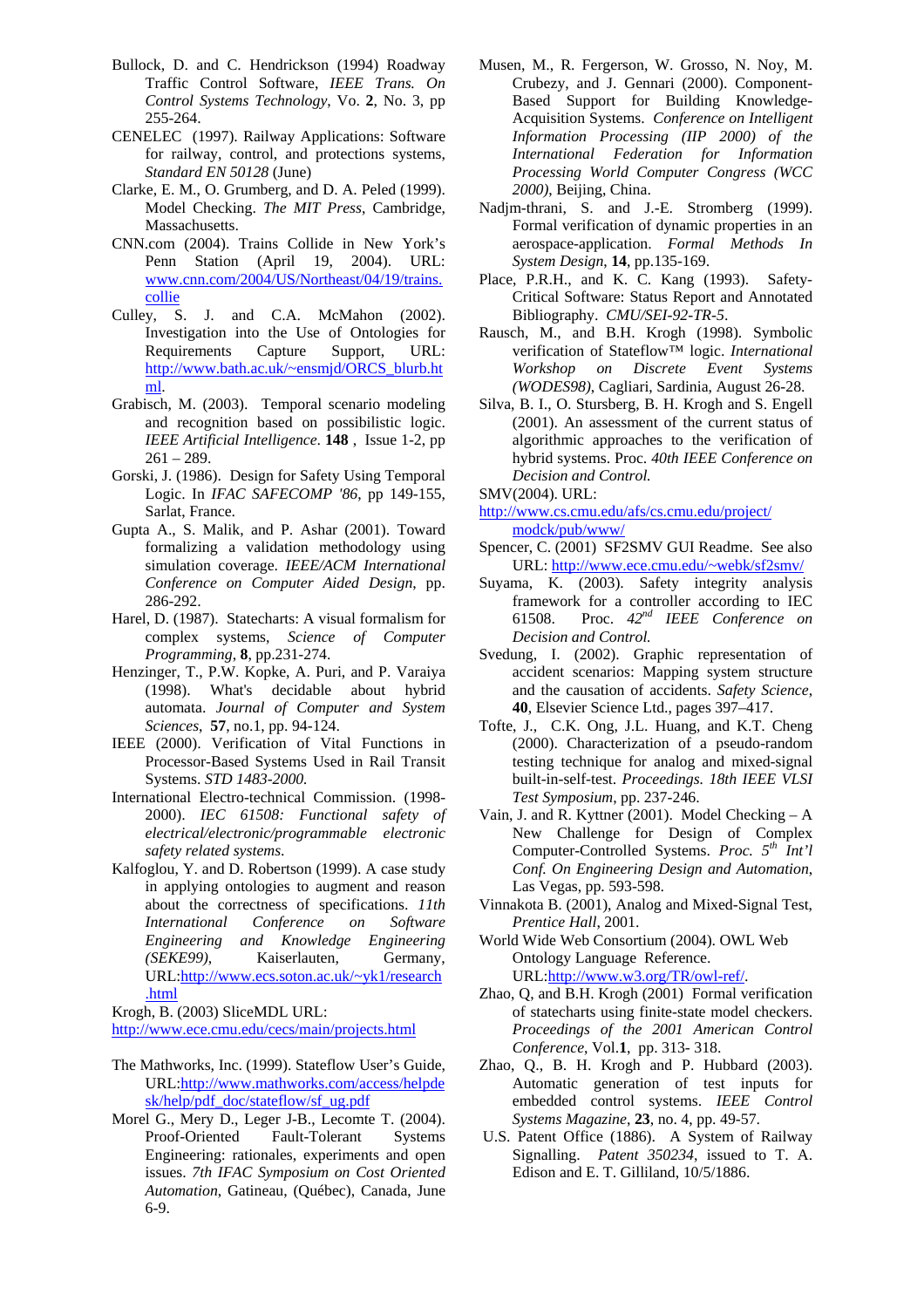Bullock, D. and C. Hendrickson (1994) Roadway Traffic Control Software, *IEEE Trans. On Control Systems Technology*, Vo. **2**, No. 3, pp 255-264.

CENELEC (1997). Railway Applications: Software for railway, control, and protections systems, *Standard EN 50128* (June)

Clarke, E. M., O. Grumberg, and D. A. Peled (1999). Model Checking. *The MIT Press*, Cambridge, Massachusetts.

CNN.com (2004). Trains Collide in New York's Penn Station (April 19, 2004). URL: www.cnn.com/2004/US/Northeast/04/19/trains.collie

Culley, S. J. and C.A. McMahon (2002). Investigation into the Use of Ontologies for Requirements Capture Support, URL: http://www.bath.ac.uk/~ensmjd/ORCS_blurb.html.

Grabisch, M. (2003). Temporal scenario modeling and recognition based on possibilistic logic. *IEEE Artificial Intelligence*. **148** , Issue 1-2, pp 261 – 289.

Gorski, J. (1986). Design for Safety Using Temporal Logic. In *IFAC SAFECOMP '86*, pp 149-155, Sarlat, France.

Gupta A., S. Malik, and P. Ashar (2001). Toward formalizing a validation methodology using simulation coverage. *IEEE/ACM International Conference on Computer Aided Design*, pp. 286-292.

Harel, D. (1987). Statecharts: A visual formalism for complex systems, *Science of Computer Programming*, **8**, pp.231-274.

Henzinger, T., P.W. Kopke, A. Puri, and P. Varaiya (1998). What's decidable about hybrid automata. *Journal of Computer and System Sciences*, **57**, no.1, pp. 94-124.

IEEE (2000). Verification of Vital Functions in Processor-Based Systems Used in Rail Transit Systems. *STD 1483-2000.*

International Electro-technical Commission. (1998-2000). *IEC 61508: Functional safety of electrical/electronic/programmable electronic safety related systems.*

Kalfoglou, Y. and D. Robertson (1999). A case study in applying ontologies to augment and reason about the correctness of specifications. *11th International Conference on Software Engineering and Knowledge Engineering (SEKE99)*, Kaiserlauten, Germany, URL:http://www.ecs.soton.ac.uk/~yk1/research.html

Krogh, B. (2003) SliceMDL URL: http://www.ece.cmu.edu/cecs/main/projects.html

The Mathworks, Inc. (1999). Stateflow User's Guide, URL:http://www.mathworks.com/access/helpdesk/help/pdf_doc/stateflow/sf_ug.pdf

Morel G., Mery D., Leger J-B., Lecomte T. (2004). Proof-Oriented Fault-Tolerant Systems Engineering: rationales, experiments and open issues. *7th IFAC Symposium on Cost Oriented Automation*, Gatineau, (Québec), Canada, June 6-9.

Musen, M., R. Fergerson, W. Grosso, N. Noy, M. Crubezy, and J. Gennari (2000). Component-Based Support for Building Knowledge-Acquisition Systems. *Conference on Intelligent Information Processing (IIP 2000) of the International Federation for Information Processing World Computer Congress (WCC 2000)*, Beijing, China.

Nadjm-thrani, S. and J.-E. Stromberg (1999). Formal verification of dynamic properties in an aerospace-application. *Formal Methods In System Design*, **14**, pp.135-169.

Place, P.R.H., and K. C. Kang (1993). Safety-Critical Software: Status Report and Annotated Bibliography. *CMU/SEI-92-TR-5*.

Rausch, M., and B.H. Krogh (1998). Symbolic verification of Stateflow™ logic. *International Workshop on Discrete Event Systems (WODES98)*, Cagliari, Sardinia, August 26-28.

Silva, B. I., O. Stursberg, B. H. Krogh and S. Engell (2001). An assessment of the current status of algorithmic approaches to the verification of hybrid systems. Proc. *40th IEEE Conference on Decision and Control.*

SMV(2004). URL: http://www.cs.cmu.edu/afs/cs.cmu.edu/project/modck/pub/www/

Spencer, C. (2001) SF2SMV GUI Readme. See also URL: http://www.ece.cmu.edu/~webk/sf2smv/

Suyama, K. (2003). Safety integrity analysis framework for a controller according to IEC 61508. Proc. *42nd IEEE Conference on Decision and Control.*

Svedung, I. (2002). Graphic representation of accident scenarios: Mapping system structure and the causation of accidents. *Safety Science*, **40**, Elsevier Science Ltd., pages 397–417.

Tofte, J., C.K. Ong, J.L. Huang, and K.T. Cheng (2000). Characterization of a pseudo-random testing technique for analog and mixed-signal built-in-self-test. *Proceedings. 18th IEEE VLSI Test Symposium*, pp. 237-246.

Vain, J. and R. Kyttner (2001). Model Checking – A New Challenge for Design of Complex Computer-Controlled Systems. *Proc. 5th Int'l Conf. On Engineering Design and Automation*, Las Vegas, pp. 593-598.

Vinnakota B. (2001), Analog and Mixed-Signal Test, *Prentice Hall*, 2001.

World Wide Web Consortium (2004). OWL Web Ontology Language Reference. URL:http://www.w3.org/TR/owl-ref/.

Zhao, Q, and B.H. Krogh (2001) Formal verification of statecharts using finite-state model checkers. *Proceedings of the 2001 American Control Conference*, Vol.**1**, pp. 313- 318.

Zhao, Q., B. H. Krogh and P. Hubbard (2003). Automatic generation of test inputs for embedded control systems. *IEEE Control Systems Magazine*, **23**, no. 4, pp. 49-57.

U.S. Patent Office (1886). A System of Railway Signalling. *Patent 350234*, issued to T. A. Edison and E. T. Gilliland, 10/5/1886.